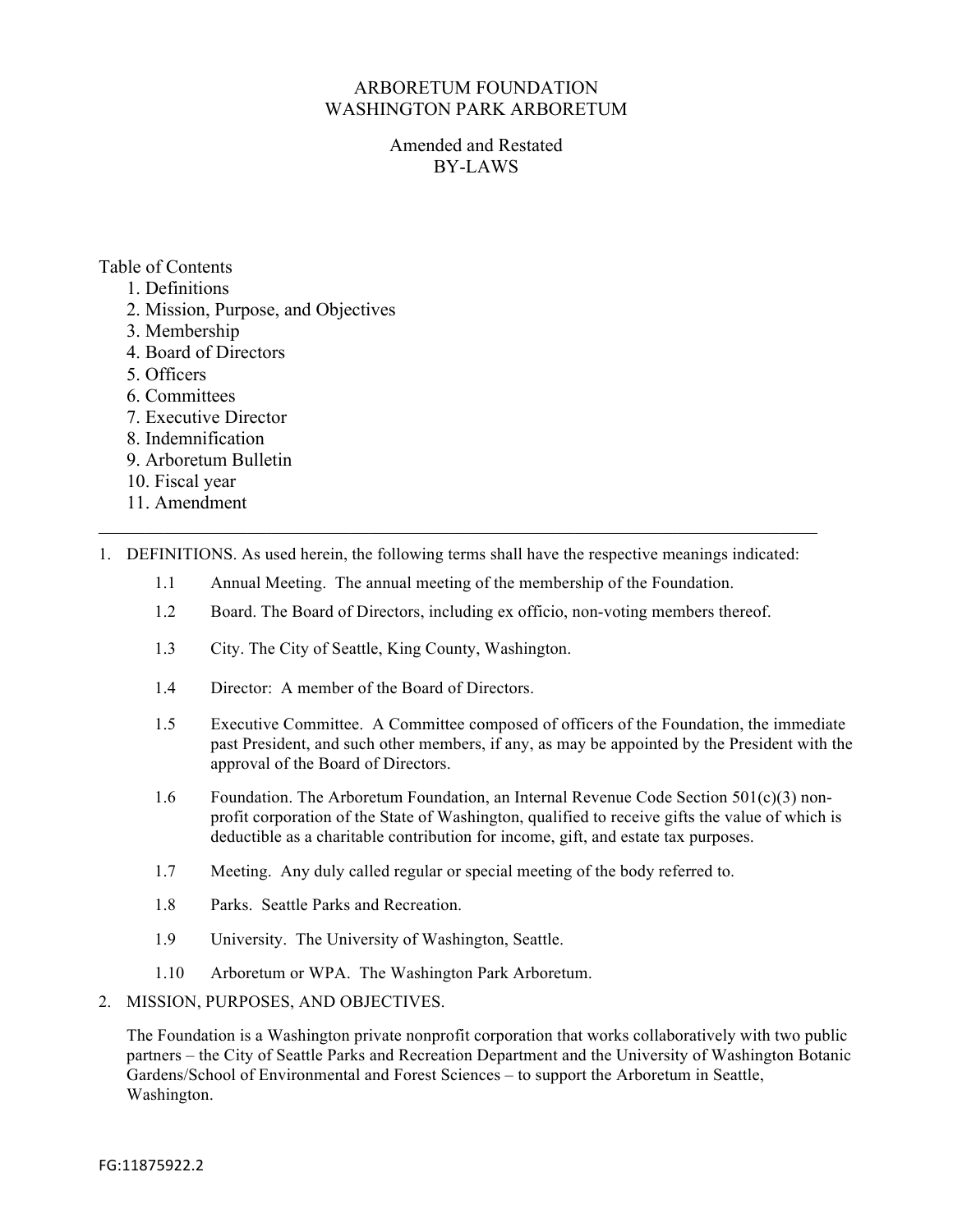# ARBORETUM FOUNDATION
# WASHINGTON PARK ARBORETUM

## Amended and Restated
## BY-LAWS

Table of Contents

1. Definitions
2. Mission, Purpose, and Objectives
3. Membership
4. Board of Directors
5. Officers
6. Committees
7. Executive Director
8. Indemnification
9. Arboretum Bulletin
10. Fiscal year
11. Amendment

---

1. DEFINITIONS. As used herein, the following terms shall have the respective meanings indicated:

    1.1 Annual Meeting. The annual meeting of the membership of the Foundation.

    1.2 Board. The Board of Directors, including ex officio, non-voting members thereof.

    1.3 City. The City of Seattle, King County, Washington.

    1.4 Director: A member of the Board of Directors.

    1.5 Executive Committee. A Committee composed of officers of the Foundation, the immediate past President, and such other members, if any, as may be appointed by the President with the approval of the Board of Directors.

    1.6 Foundation. The Arboretum Foundation, an Internal Revenue Code Section 501(c)(3) non-profit corporation of the State of Washington, qualified to receive gifts the value of which is deductible as a charitable contribution for income, gift, and estate tax purposes.

    1.7 Meeting. Any duly called regular or special meeting of the body referred to.

    1.8 Parks. Seattle Parks and Recreation.

    1.9 University. The University of Washington, Seattle.

    1.10 Arboretum or WPA. The Washington Park Arboretum.

2. MISSION, PURPOSES, AND OBJECTIVES.

    The Foundation is a Washington private nonprofit corporation that works collaboratively with two public partners – the City of Seattle Parks and Recreation Department and the University of Washington Botanic Gardens/School of Environmental and Forest Sciences – to support the Arboretum in Seattle, Washington.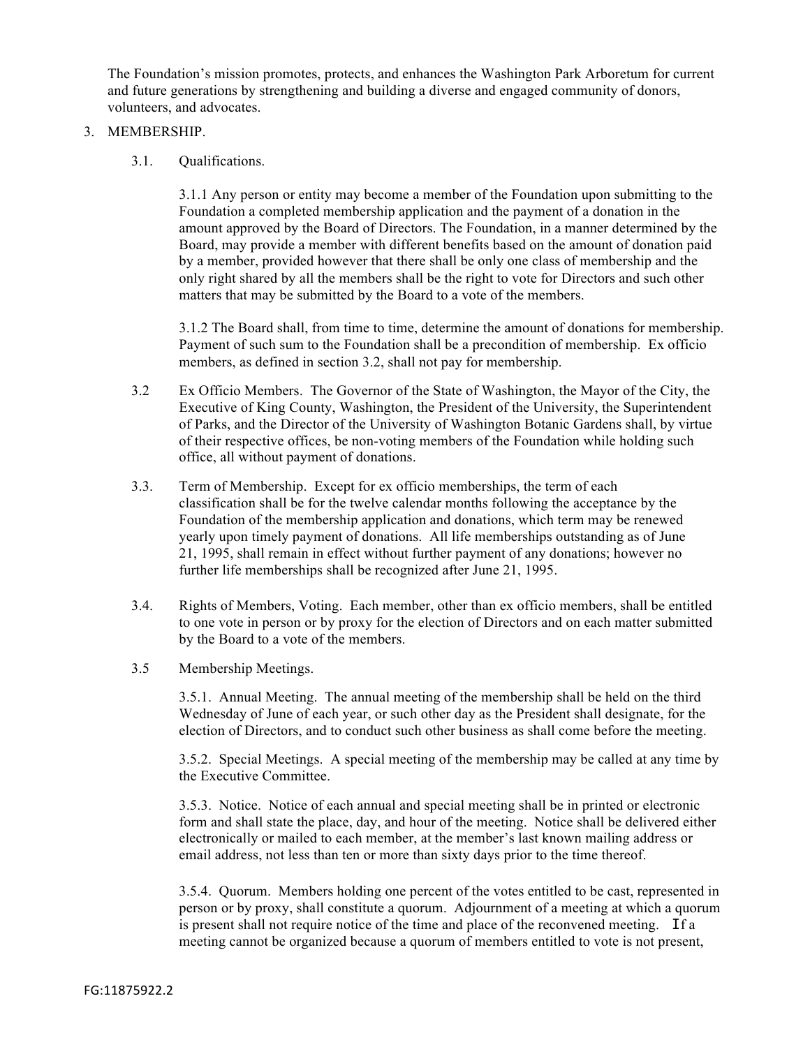The Foundation's mission promotes, protects, and enhances the Washington Park Arboretum for current and future generations by strengthening and building a diverse and engaged community of donors, volunteers, and advocates.

3. MEMBERSHIP.

   3.1. Qualifications.

   3.1.1 Any person or entity may become a member of the Foundation upon submitting to the Foundation a completed membership application and the payment of a donation in the amount approved by the Board of Directors. The Foundation, in a manner determined by the Board, may provide a member with different benefits based on the amount of donation paid by a member, provided however that there shall be only one class of membership and the only right shared by all the members shall be the right to vote for Directors and such other matters that may be submitted by the Board to a vote of the members.

   3.1.2 The Board shall, from time to time, determine the amount of donations for membership. Payment of such sum to the Foundation shall be a precondition of membership. Ex officio members, as defined in section 3.2, shall not pay for membership.

   3.2 Ex Officio Members. The Governor of the State of Washington, the Mayor of the City, the Executive of King County, Washington, the President of the University, the Superintendent of Parks, and the Director of the University of Washington Botanic Gardens shall, by virtue of their respective offices, be non-voting members of the Foundation while holding such office, all without payment of donations.

   3.3. Term of Membership. Except for ex officio memberships, the term of each classification shall be for the twelve calendar months following the acceptance by the Foundation of the membership application and donations, which term may be renewed yearly upon timely payment of donations. All life memberships outstanding as of June 21, 1995, shall remain in effect without further payment of any donations; however no further life memberships shall be recognized after June 21, 1995.

   3.4. Rights of Members, Voting. Each member, other than ex officio members, shall be entitled to one vote in person or by proxy for the election of Directors and on each matter submitted by the Board to a vote of the members.

   3.5 Membership Meetings.

   3.5.1. Annual Meeting. The annual meeting of the membership shall be held on the third Wednesday of June of each year, or such other day as the President shall designate, for the election of Directors, and to conduct such other business as shall come before the meeting.

   3.5.2. Special Meetings. A special meeting of the membership may be called at any time by the Executive Committee.

   3.5.3. Notice. Notice of each annual and special meeting shall be in printed or electronic form and shall state the place, day, and hour of the meeting. Notice shall be delivered either electronically or mailed to each member, at the member's last known mailing address or email address, not less than ten or more than sixty days prior to the time thereof.

   3.5.4. Quorum. Members holding one percent of the votes entitled to be cast, represented in person or by proxy, shall constitute a quorum. Adjournment of a meeting at which a quorum is present shall not require notice of the time and place of the reconvened meeting. If a meeting cannot be organized because a quorum of members entitled to vote is not present,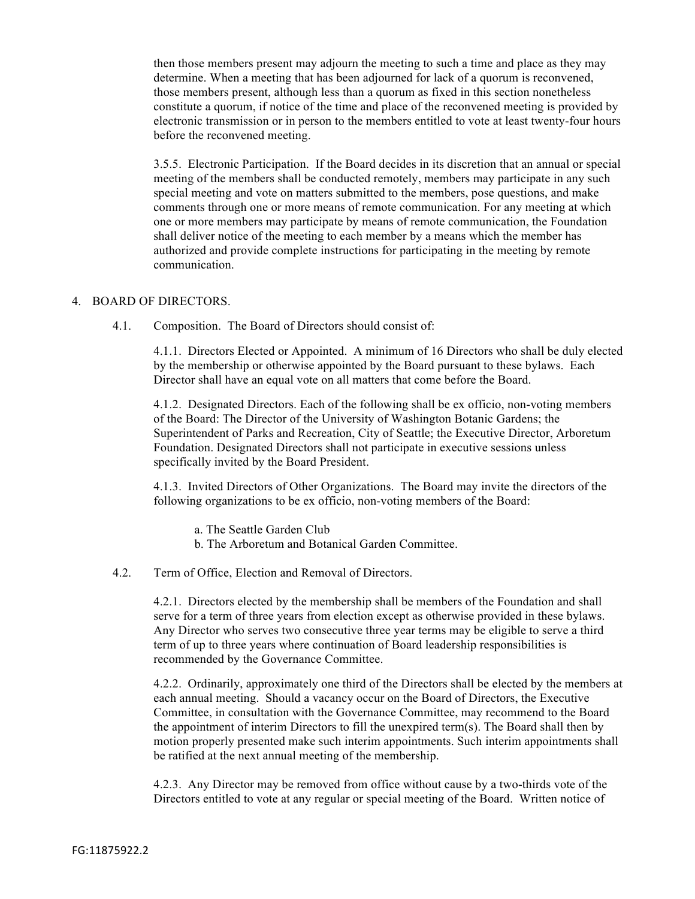then those members present may adjourn the meeting to such a time and place as they may determine. When a meeting that has been adjourned for lack of a quorum is reconvened, those members present, although less than a quorum as fixed in this section nonetheless constitute a quorum, if notice of the time and place of the reconvened meeting is provided by electronic transmission or in person to the members entitled to vote at least twenty-four hours before the reconvened meeting.

3.5.5. Electronic Participation. If the Board decides in its discretion that an annual or special meeting of the members shall be conducted remotely, members may participate in any such special meeting and vote on matters submitted to the members, pose questions, and make comments through one or more means of remote communication. For any meeting at which one or more members may participate by means of remote communication, the Foundation shall deliver notice of the meeting to each member by a means which the member has authorized and provide complete instructions for participating in the meeting by remote communication.

## 4. BOARD OF DIRECTORS.

4.1. Composition. The Board of Directors should consist of:

4.1.1. Directors Elected or Appointed. A minimum of 16 Directors who shall be duly elected by the membership or otherwise appointed by the Board pursuant to these bylaws. Each Director shall have an equal vote on all matters that come before the Board.

4.1.2. Designated Directors. Each of the following shall be ex officio, non-voting members of the Board: The Director of the University of Washington Botanic Gardens; the Superintendent of Parks and Recreation, City of Seattle; the Executive Director, Arboretum Foundation. Designated Directors shall not participate in executive sessions unless specifically invited by the Board President.

4.1.3. Invited Directors of Other Organizations. The Board may invite the directors of the following organizations to be ex officio, non-voting members of the Board:

a. The Seattle Garden Club
b. The Arboretum and Botanical Garden Committee.

4.2. Term of Office, Election and Removal of Directors.

4.2.1. Directors elected by the membership shall be members of the Foundation and shall serve for a term of three years from election except as otherwise provided in these bylaws. Any Director who serves two consecutive three year terms may be eligible to serve a third term of up to three years where continuation of Board leadership responsibilities is recommended by the Governance Committee.

4.2.2. Ordinarily, approximately one third of the Directors shall be elected by the members at each annual meeting. Should a vacancy occur on the Board of Directors, the Executive Committee, in consultation with the Governance Committee, may recommend to the Board the appointment of interim Directors to fill the unexpired term(s). The Board shall then by motion properly presented make such interim appointments. Such interim appointments shall be ratified at the next annual meeting of the membership.

4.2.3. Any Director may be removed from office without cause by a two-thirds vote of the Directors entitled to vote at any regular or special meeting of the Board. Written notice of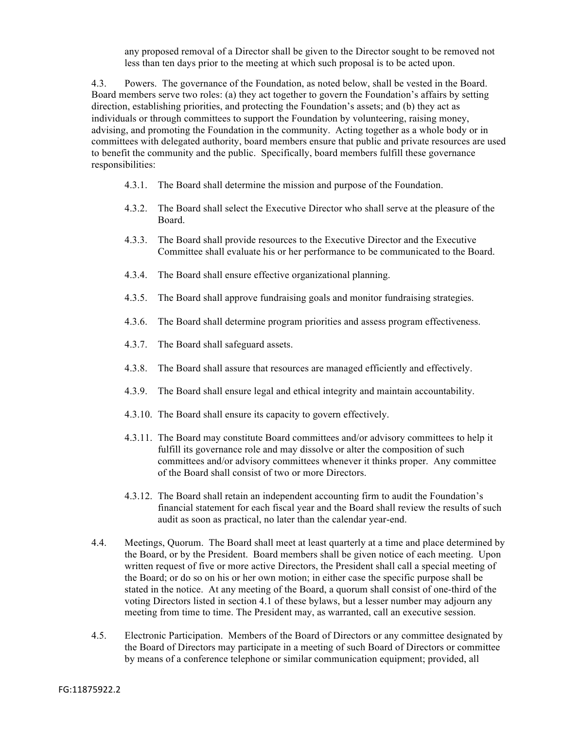any proposed removal of a Director shall be given to the Director sought to be removed not less than ten days prior to the meeting at which such proposal is to be acted upon.

4.3. Powers. The governance of the Foundation, as noted below, shall be vested in the Board. Board members serve two roles: (a) they act together to govern the Foundation's affairs by setting direction, establishing priorities, and protecting the Foundation's assets; and (b) they act as individuals or through committees to support the Foundation by volunteering, raising money, advising, and promoting the Foundation in the community. Acting together as a whole body or in committees with delegated authority, board members ensure that public and private resources are used to benefit the community and the public. Specifically, board members fulfill these governance responsibilities:

4.3.1. The Board shall determine the mission and purpose of the Foundation.

4.3.2. The Board shall select the Executive Director who shall serve at the pleasure of the Board.

4.3.3. The Board shall provide resources to the Executive Director and the Executive Committee shall evaluate his or her performance to be communicated to the Board.

4.3.4. The Board shall ensure effective organizational planning.

4.3.5. The Board shall approve fundraising goals and monitor fundraising strategies.

4.3.6. The Board shall determine program priorities and assess program effectiveness.

4.3.7. The Board shall safeguard assets.

4.3.8. The Board shall assure that resources are managed efficiently and effectively.

4.3.9. The Board shall ensure legal and ethical integrity and maintain accountability.

4.3.10. The Board shall ensure its capacity to govern effectively.

4.3.11. The Board may constitute Board committees and/or advisory committees to help it fulfill its governance role and may dissolve or alter the composition of such committees and/or advisory committees whenever it thinks proper. Any committee of the Board shall consist of two or more Directors.

4.3.12. The Board shall retain an independent accounting firm to audit the Foundation's financial statement for each fiscal year and the Board shall review the results of such audit as soon as practical, no later than the calendar year-end.

4.4. Meetings, Quorum. The Board shall meet at least quarterly at a time and place determined by the Board, or by the President. Board members shall be given notice of each meeting. Upon written request of five or more active Directors, the President shall call a special meeting of the Board; or do so on his or her own motion; in either case the specific purpose shall be stated in the notice. At any meeting of the Board, a quorum shall consist of one-third of the voting Directors listed in section 4.1 of these bylaws, but a lesser number may adjourn any meeting from time to time. The President may, as warranted, call an executive session.

4.5. Electronic Participation. Members of the Board of Directors or any committee designated by the Board of Directors may participate in a meeting of such Board of Directors or committee by means of a conference telephone or similar communication equipment; provided, all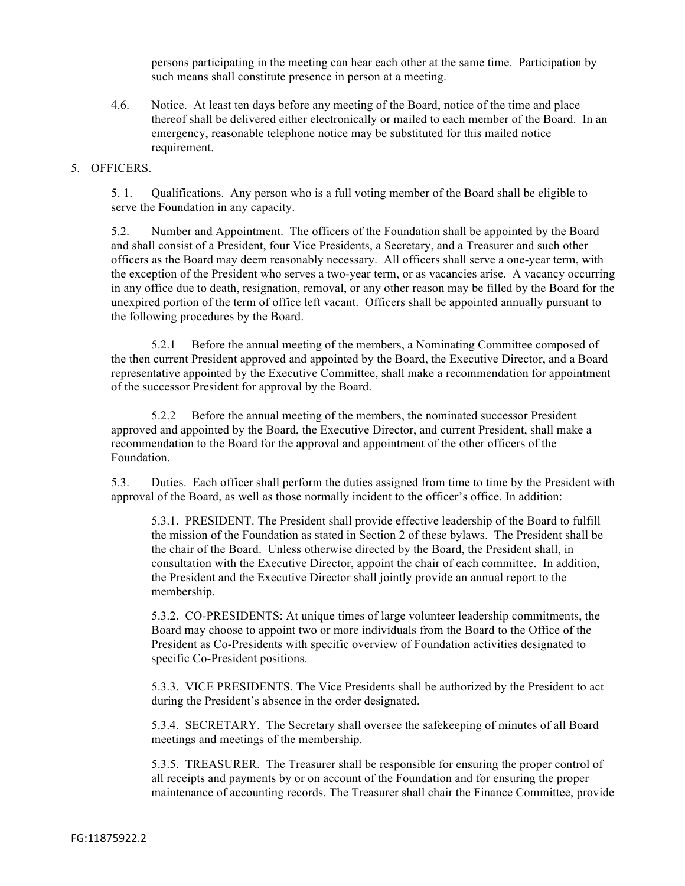persons participating in the meeting can hear each other at the same time. Participation by such means shall constitute presence in person at a meeting.

4.6. Notice. At least ten days before any meeting of the Board, notice of the time and place thereof shall be delivered either electronically or mailed to each member of the Board. In an emergency, reasonable telephone notice may be substituted for this mailed notice requirement.

## 5. OFFICERS.

5.1. Qualifications. Any person who is a full voting member of the Board shall be eligible to serve the Foundation in any capacity.

5.2. Number and Appointment. The officers of the Foundation shall be appointed by the Board and shall consist of a President, four Vice Presidents, a Secretary, and a Treasurer and such other officers as the Board may deem reasonably necessary. All officers shall serve a one-year term, with the exception of the President who serves a two-year term, or as vacancies arise. A vacancy occurring in any office due to death, resignation, removal, or any other reason may be filled by the Board for the unexpired portion of the term of office left vacant. Officers shall be appointed annually pursuant to the following procedures by the Board.

5.2.1 Before the annual meeting of the members, a Nominating Committee composed of the then current President approved and appointed by the Board, the Executive Director, and a Board representative appointed by the Executive Committee, shall make a recommendation for appointment of the successor President for approval by the Board.

5.2.2 Before the annual meeting of the members, the nominated successor President approved and appointed by the Board, the Executive Director, and current President, shall make a recommendation to the Board for the approval and appointment of the other officers of the Foundation.

5.3. Duties. Each officer shall perform the duties assigned from time to time by the President with approval of the Board, as well as those normally incident to the officer's office. In addition:

5.3.1. PRESIDENT. The President shall provide effective leadership of the Board to fulfill the mission of the Foundation as stated in Section 2 of these bylaws. The President shall be the chair of the Board. Unless otherwise directed by the Board, the President shall, in consultation with the Executive Director, appoint the chair of each committee. In addition, the President and the Executive Director shall jointly provide an annual report to the membership.

5.3.2. CO-PRESIDENTS: At unique times of large volunteer leadership commitments, the Board may choose to appoint two or more individuals from the Board to the Office of the President as Co-Presidents with specific overview of Foundation activities designated to specific Co-President positions.

5.3.3. VICE PRESIDENTS. The Vice Presidents shall be authorized by the President to act during the President's absence in the order designated.

5.3.4. SECRETARY. The Secretary shall oversee the safekeeping of minutes of all Board meetings and meetings of the membership.

5.3.5. TREASURER. The Treasurer shall be responsible for ensuring the proper control of all receipts and payments by or on account of the Foundation and for ensuring the proper maintenance of accounting records. The Treasurer shall chair the Finance Committee, provide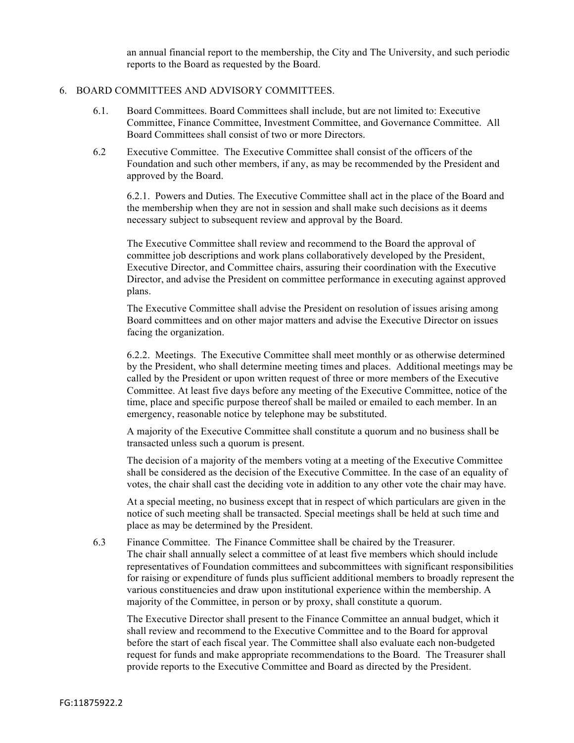an annual financial report to the membership, the City and The University, and such periodic reports to the Board as requested by the Board.

## 6. BOARD COMMITTEES AND ADVISORY COMMITTEES.

6.1. Board Committees. Board Committees shall include, but are not limited to: Executive Committee, Finance Committee, Investment Committee, and Governance Committee. All Board Committees shall consist of two or more Directors.

6.2 Executive Committee. The Executive Committee shall consist of the officers of the Foundation and such other members, if any, as may be recommended by the President and approved by the Board.

6.2.1. Powers and Duties. The Executive Committee shall act in the place of the Board and the membership when they are not in session and shall make such decisions as it deems necessary subject to subsequent review and approval by the Board.

The Executive Committee shall review and recommend to the Board the approval of committee job descriptions and work plans collaboratively developed by the President, Executive Director, and Committee chairs, assuring their coordination with the Executive Director, and advise the President on committee performance in executing against approved plans.

The Executive Committee shall advise the President on resolution of issues arising among Board committees and on other major matters and advise the Executive Director on issues facing the organization.

6.2.2. Meetings. The Executive Committee shall meet monthly or as otherwise determined by the President, who shall determine meeting times and places. Additional meetings may be called by the President or upon written request of three or more members of the Executive Committee. At least five days before any meeting of the Executive Committee, notice of the time, place and specific purpose thereof shall be mailed or emailed to each member. In an emergency, reasonable notice by telephone may be substituted.

A majority of the Executive Committee shall constitute a quorum and no business shall be transacted unless such a quorum is present.

The decision of a majority of the members voting at a meeting of the Executive Committee shall be considered as the decision of the Executive Committee. In the case of an equality of votes, the chair shall cast the deciding vote in addition to any other vote the chair may have.

At a special meeting, no business except that in respect of which particulars are given in the notice of such meeting shall be transacted. Special meetings shall be held at such time and place as may be determined by the President.

6.3 Finance Committee. The Finance Committee shall be chaired by the Treasurer. The chair shall annually select a committee of at least five members which should include representatives of Foundation committees and subcommittees with significant responsibilities for raising or expenditure of funds plus sufficient additional members to broadly represent the various constituencies and draw upon institutional experience within the membership. A majority of the Committee, in person or by proxy, shall constitute a quorum.

The Executive Director shall present to the Finance Committee an annual budget, which it shall review and recommend to the Executive Committee and to the Board for approval before the start of each fiscal year. The Committee shall also evaluate each non-budgeted request for funds and make appropriate recommendations to the Board. The Treasurer shall provide reports to the Executive Committee and Board as directed by the President.

FG:11875922.2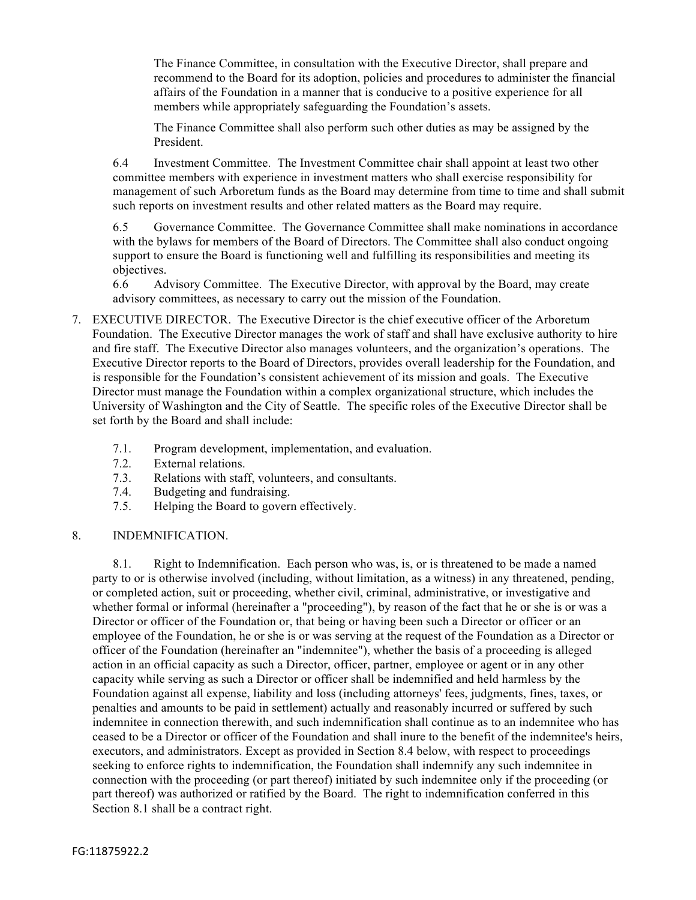The Finance Committee, in consultation with the Executive Director, shall prepare and recommend to the Board for its adoption, policies and procedures to administer the financial affairs of the Foundation in a manner that is conducive to a positive experience for all members while appropriately safeguarding the Foundation's assets.

The Finance Committee shall also perform such other duties as may be assigned by the President.

6.4 Investment Committee. The Investment Committee chair shall appoint at least two other committee members with experience in investment matters who shall exercise responsibility for management of such Arboretum funds as the Board may determine from time to time and shall submit such reports on investment results and other related matters as the Board may require.

6.5 Governance Committee. The Governance Committee shall make nominations in accordance with the bylaws for members of the Board of Directors. The Committee shall also conduct ongoing support to ensure the Board is functioning well and fulfilling its responsibilities and meeting its objectives.

6.6 Advisory Committee. The Executive Director, with approval by the Board, may create advisory committees, as necessary to carry out the mission of the Foundation.

7. EXECUTIVE DIRECTOR. The Executive Director is the chief executive officer of the Arboretum Foundation. The Executive Director manages the work of staff and shall have exclusive authority to hire and fire staff. The Executive Director also manages volunteers, and the organization's operations. The Executive Director reports to the Board of Directors, provides overall leadership for the Foundation, and is responsible for the Foundation's consistent achievement of its mission and goals. The Executive Director must manage the Foundation within a complex organizational structure, which includes the University of Washington and the City of Seattle. The specific roles of the Executive Director shall be set forth by the Board and shall include:

7.1. Program development, implementation, and evaluation.
7.2. External relations.
7.3. Relations with staff, volunteers, and consultants.
7.4. Budgeting and fundraising.
7.5. Helping the Board to govern effectively.

8. INDEMNIFICATION.

8.1. Right to Indemnification. Each person who was, is, or is threatened to be made a named party to or is otherwise involved (including, without limitation, as a witness) in any threatened, pending, or completed action, suit or proceeding, whether civil, criminal, administrative, or investigative and whether formal or informal (hereinafter a "proceeding"), by reason of the fact that he or she is or was a Director or officer of the Foundation or, that being or having been such a Director or officer or an employee of the Foundation, he or she is or was serving at the request of the Foundation as a Director or officer of the Foundation (hereinafter an "indemnitee"), whether the basis of a proceeding is alleged action in an official capacity as such a Director, officer, partner, employee or agent or in any other capacity while serving as such a Director or officer shall be indemnified and held harmless by the Foundation against all expense, liability and loss (including attorneys' fees, judgments, fines, taxes, or penalties and amounts to be paid in settlement) actually and reasonably incurred or suffered by such indemnitee in connection therewith, and such indemnification shall continue as to an indemnitee who has ceased to be a Director or officer of the Foundation and shall inure to the benefit of the indemnitee's heirs, executors, and administrators. Except as provided in Section 8.4 below, with respect to proceedings seeking to enforce rights to indemnification, the Foundation shall indemnify any such indemnitee in connection with the proceeding (or part thereof) initiated by such indemnitee only if the proceeding (or part thereof) was authorized or ratified by the Board. The right to indemnification conferred in this Section 8.1 shall be a contract right.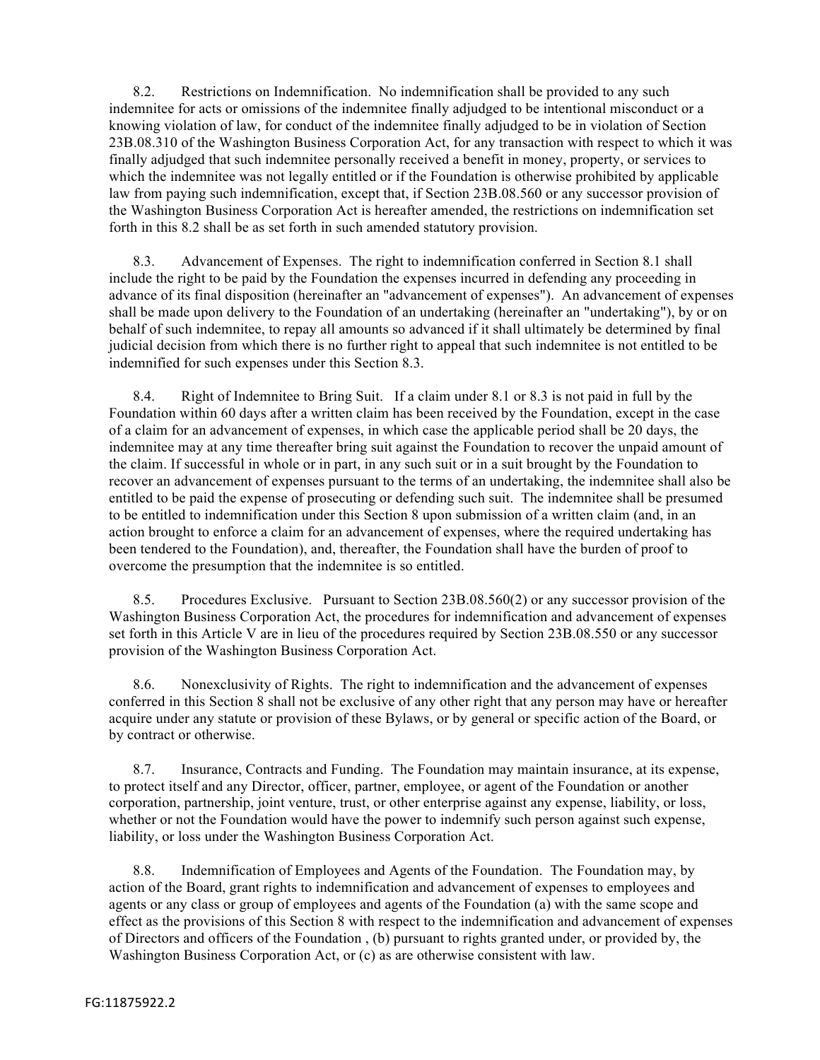8.2. Restrictions on Indemnification. No indemnification shall be provided to any such indemnitee for acts or omissions of the indemnitee finally adjudged to be intentional misconduct or a knowing violation of law, for conduct of the indemnitee finally adjudged to be in violation of Section 23B.08.310 of the Washington Business Corporation Act, for any transaction with respect to which it was finally adjudged that such indemnitee personally received a benefit in money, property, or services to which the indemnitee was not legally entitled or if the Foundation is otherwise prohibited by applicable law from paying such indemnification, except that, if Section 23B.08.560 or any successor provision of the Washington Business Corporation Act is hereafter amended, the restrictions on indemnification set forth in this 8.2 shall be as set forth in such amended statutory provision.

8.3. Advancement of Expenses. The right to indemnification conferred in Section 8.1 shall include the right to be paid by the Foundation the expenses incurred in defending any proceeding in advance of its final disposition (hereinafter an "advancement of expenses"). An advancement of expenses shall be made upon delivery to the Foundation of an undertaking (hereinafter an "undertaking"), by or on behalf of such indemnitee, to repay all amounts so advanced if it shall ultimately be determined by final judicial decision from which there is no further right to appeal that such indemnitee is not entitled to be indemnified for such expenses under this Section 8.3.

8.4. Right of Indemnitee to Bring Suit. If a claim under 8.1 or 8.3 is not paid in full by the Foundation within 60 days after a written claim has been received by the Foundation, except in the case of a claim for an advancement of expenses, in which case the applicable period shall be 20 days, the indemnitee may at any time thereafter bring suit against the Foundation to recover the unpaid amount of the claim. If successful in whole or in part, in any such suit or in a suit brought by the Foundation to recover an advancement of expenses pursuant to the terms of an undertaking, the indemnitee shall also be entitled to be paid the expense of prosecuting or defending such suit. The indemnitee shall be presumed to be entitled to indemnification under this Section 8 upon submission of a written claim (and, in an action brought to enforce a claim for an advancement of expenses, where the required undertaking has been tendered to the Foundation), and, thereafter, the Foundation shall have the burden of proof to overcome the presumption that the indemnitee is so entitled.

8.5. Procedures Exclusive. Pursuant to Section 23B.08.560(2) or any successor provision of the Washington Business Corporation Act, the procedures for indemnification and advancement of expenses set forth in this Article V are in lieu of the procedures required by Section 23B.08.550 or any successor provision of the Washington Business Corporation Act.

8.6. Nonexclusivity of Rights. The right to indemnification and the advancement of expenses conferred in this Section 8 shall not be exclusive of any other right that any person may have or hereafter acquire under any statute or provision of these Bylaws, or by general or specific action of the Board, or by contract or otherwise.

8.7. Insurance, Contracts and Funding. The Foundation may maintain insurance, at its expense, to protect itself and any Director, officer, partner, employee, or agent of the Foundation or another corporation, partnership, joint venture, trust, or other enterprise against any expense, liability, or loss, whether or not the Foundation would have the power to indemnify such person against such expense, liability, or loss under the Washington Business Corporation Act.

8.8. Indemnification of Employees and Agents of the Foundation. The Foundation may, by action of the Board, grant rights to indemnification and advancement of expenses to employees and agents or any class or group of employees and agents of the Foundation (a) with the same scope and effect as the provisions of this Section 8 with respect to the indemnification and advancement of expenses of Directors and officers of the Foundation , (b) pursuant to rights granted under, or provided by, the Washington Business Corporation Act, or (c) as are otherwise consistent with law.

FG:11875922.2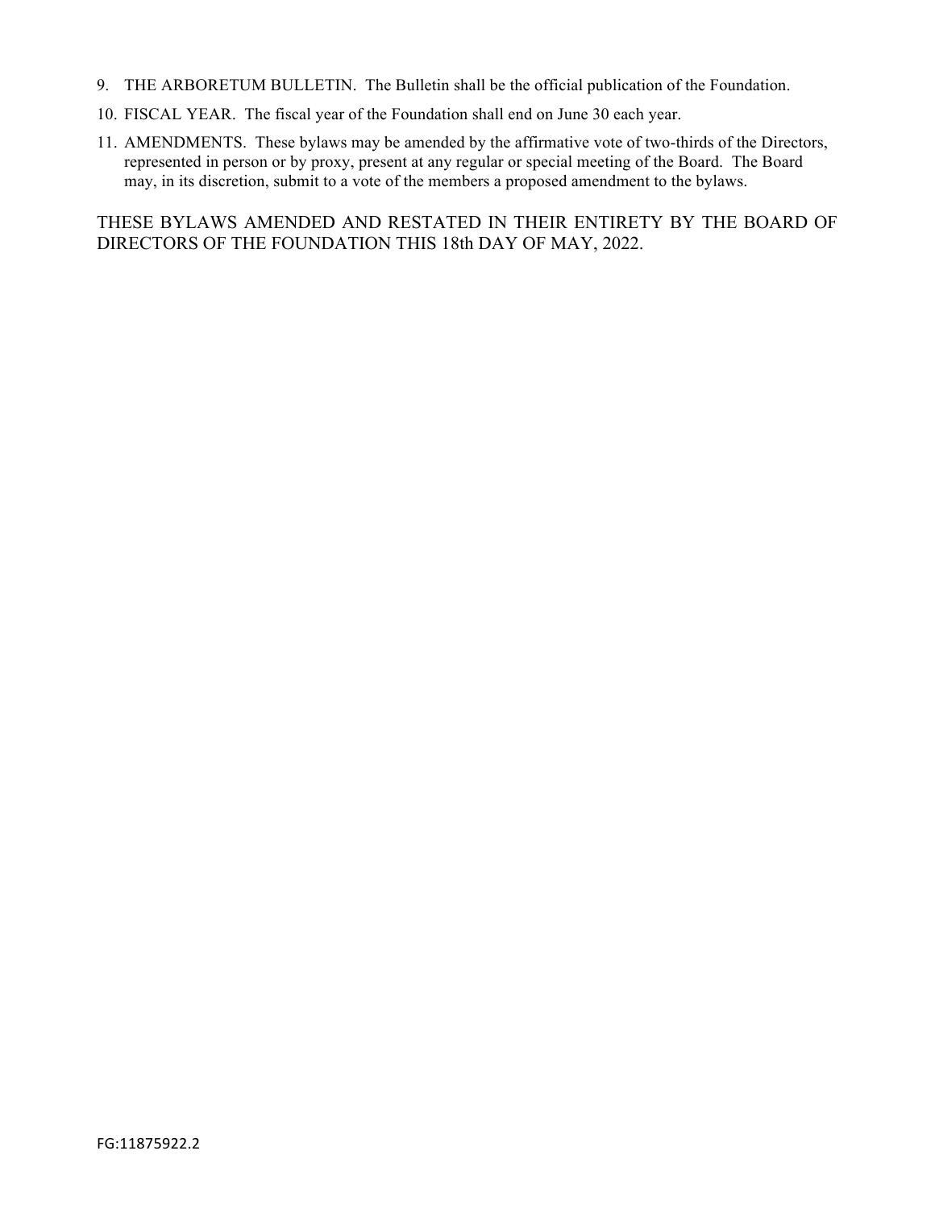9. THE ARBORETUM BULLETIN. The Bulletin shall be the official publication of the Foundation.

10. FISCAL YEAR. The fiscal year of the Foundation shall end on June 30 each year.

11. AMENDMENTS. These bylaws may be amended by the affirmative vote of two-thirds of the Directors, represented in person or by proxy, present at any regular or special meeting of the Board. The Board may, in its discretion, submit to a vote of the members a proposed amendment to the bylaws.

THESE BYLAWS AMENDED AND RESTATED IN THEIR ENTIRETY BY THE BOARD OF DIRECTORS OF THE FOUNDATION THIS 18th DAY OF MAY, 2022.

FG:11875922.2